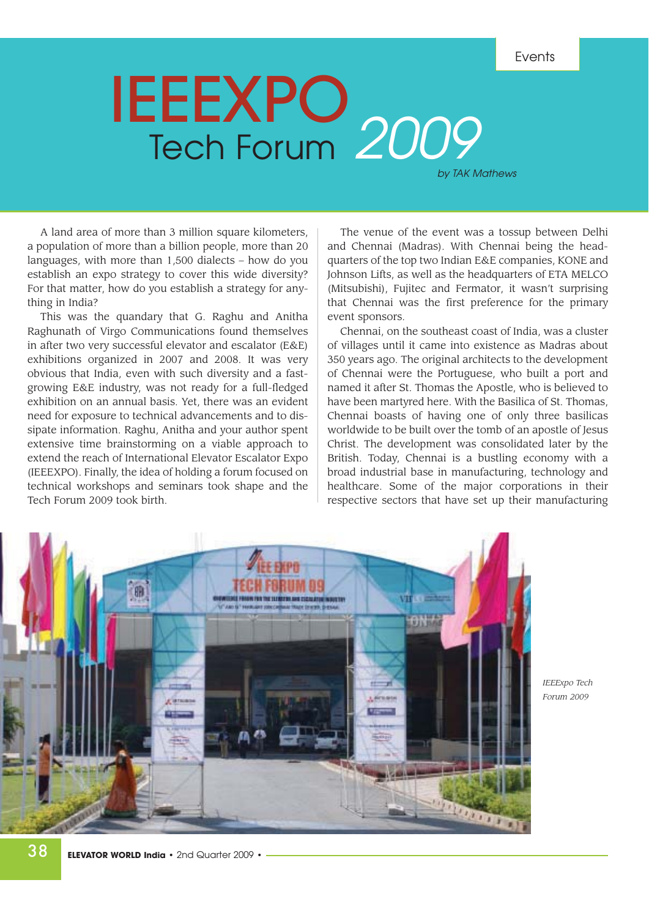Events

# IEEEXPO Tech Forum 2009

*by TAK Mathews*

A land area of more than 3 million square kilometers, a population of more than a billion people, more than 20 languages, with more than 1,500 dialects – how do you establish an expo strategy to cover this wide diversity? For that matter, how do you establish a strategy for anything in India?

This was the quandary that G. Raghu and Anitha Raghunath of Virgo Communications found themselves in after two very successful elevator and escalator (E&E) exhibitions organized in 2007 and 2008. It was very obvious that India, even with such diversity and a fast-growing E&E industry, was not ready for a full-fledged exhibition on an annual basis. Yet, there was an evident need for exposure to technical advancements and to dissipate information. Raghu, Anitha and your author spent extensive time brainstorming on a viable approach to extend the reach of International Elevator Escalator Expo (IEEEXPO). Finally, the idea of holding a forum focused on technical workshops and seminars took shape and the Tech Forum 2009 took birth.

The venue of the event was a tossup between Delhi and Chennai (Madras). With Chennai being the headquarters of the top two Indian E&E companies, KONE and Johnson Lifts, as well as the headquarters of ETA MELCO (Mitsubishi), Fujitec and Fermator, it wasn't surprising that Chennai was the first preference for the primary event sponsors.

Chennai, on the southeast coast of India, was a cluster of villages until it came into existence as Madras about 350 years ago. The original architects to the development of Chennai were the Portuguese, who built a port and named it after St. Thomas the Apostle, who is believed to have been martyred here. With the Basilica of St. Thomas, Chennai boasts of having one of only three basilicas worldwide to be built over the tomb of an apostle of Jesus Christ. The development was consolidated later by the British. Today, Chennai is a bustling economy with a broad industrial base in manufacturing, technology and healthcare. Some of the major corporations in their respective sectors that have set up their manufacturing

*IEEExpo Tech Forum 2009*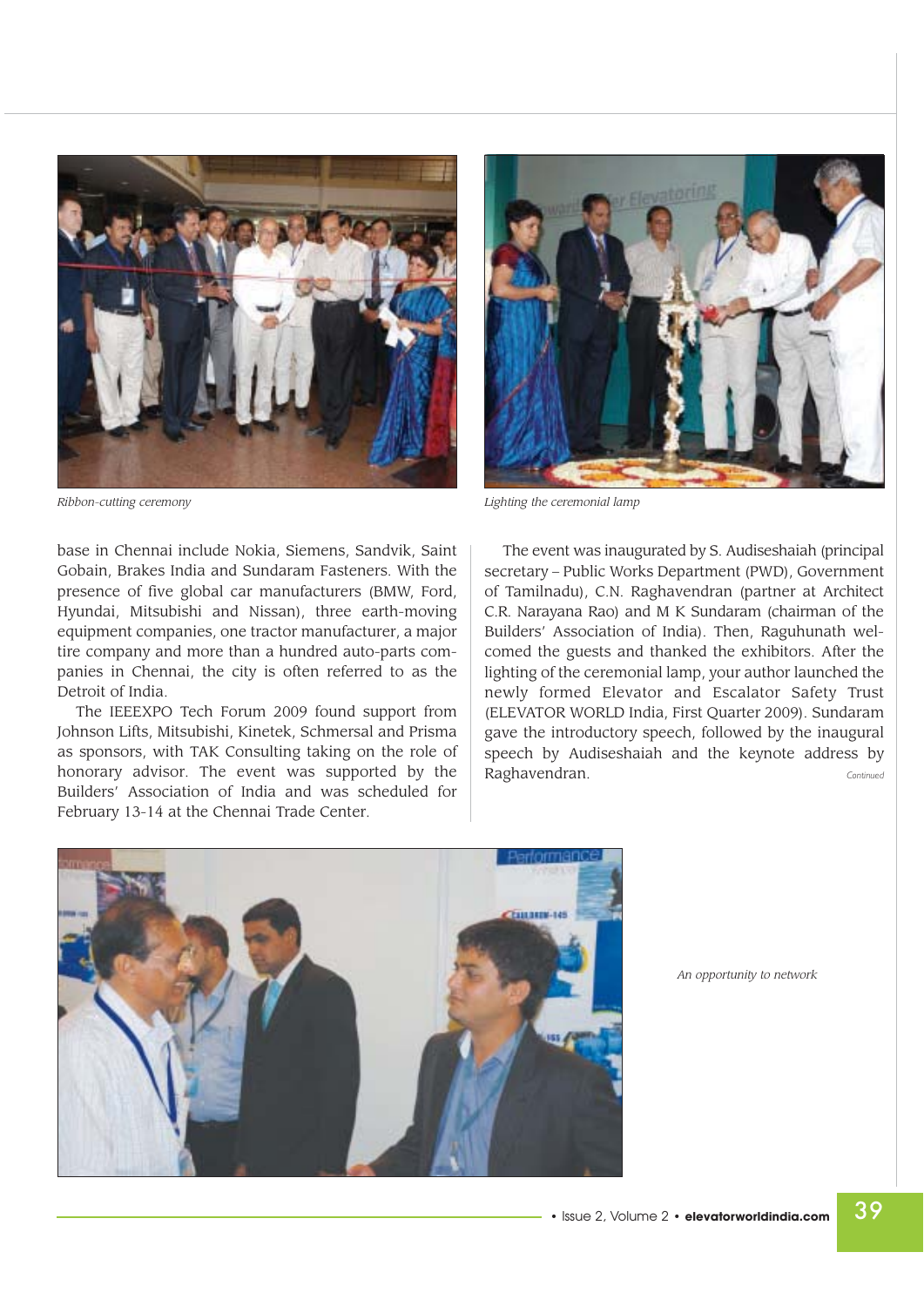Ribbon-cutting ceremony

Lighting the ceremonial lamp

base in Chennai include Nokia, Siemens, Sandvik, Saint Gobain, Brakes India and Sundaram Fasteners. With the presence of five global car manufacturers (BMW, Ford, Hyundai, Mitsubishi and Nissan), three earth-moving equipment companies, one tractor manufacturer, a major tire company and more than a hundred auto-parts companies in Chennai, the city is often referred to as the Detroit of India.

The IEEEXPO Tech Forum 2009 found support from Johnson Lifts, Mitsubishi, Kinetek, Schmersal and Prisma as sponsors, with TAK Consulting taking on the role of honorary advisor. The event was supported by the Builders' Association of India and was scheduled for February 13-14 at the Chennai Trade Center.

The event was inaugurated by S. Audiseshaiah (principal secretary – Public Works Department (PWD), Government of Tamilnadu), C.N. Raghavendran (partner at Architect C.R. Narayana Rao) and M K Sundaram (chairman of the Builders' Association of India). Then, Raguhunath welcomed the guests and thanked the exhibitors. After the lighting of the ceremonial lamp, your author launched the newly formed Elevator and Escalator Safety Trust (ELEVATOR WORLD India, First Quarter 2009). Sundaram gave the introductory speech, followed by the inaugural speech by Audiseshaiah and the keynote address by Raghavendran.

*Continued*

An opportunity to network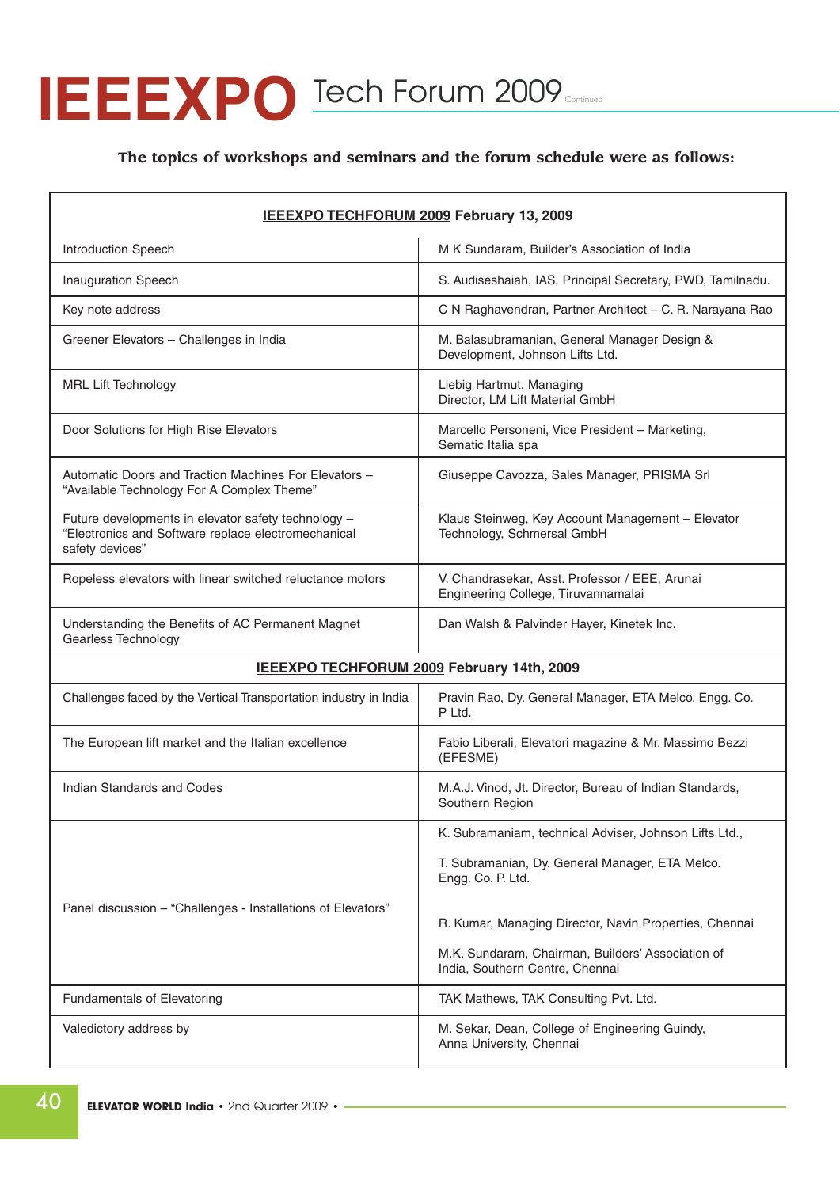# IEEEXPO Tech Forum 2009 Continued

**The topics of workshops and seminars and the forum schedule were as follows:**

| **IEEEXPO TECHFORUM 2009 February 13, 2009** | |
|---|---|
| Introduction Speech | M K Sundaram, Builder's Association of India |
| Inauguration Speech | S. Audiseshaiah, IAS, Principal Secretary, PWD, Tamilnadu. |
| Key note address | C N Raghavendran, Partner Architect – C. R. Narayana Rao |
| Greener Elevators – Challenges in India | M. Balasubramanian, General Manager Design & Development, Johnson Lifts Ltd. |
| MRL Lift Technology | Liebig Hartmut, Managing Director, LM Lift Material GmbH |
| Door Solutions for High Rise Elevators | Marcello Personeni, Vice President – Marketing, Sematic Italia spa |
| Automatic Doors and Traction Machines For Elevators – "Available Technology For A Complex Theme" | Giuseppe Cavozza, Sales Manager, PRISMA Srl |
| Future developments in elevator safety technology – "Electronics and Software replace electromechanical safety devices" | Klaus Steinweg, Key Account Management – Elevator Technology, Schmersal GmbH |
| Ropeless elevators with linear switched reluctance motors | V. Chandrasekar, Asst. Professor / EEE, Arunai Engineering College, Tiruvannamalai |
| Understanding the Benefits of AC Permanent Magnet Gearless Technology | Dan Walsh & Palvinder Hayer, Kinetek Inc. |
| **IEEEXPO TECHFORUM 2009 February 14th, 2009** | |
| Challenges faced by the Vertical Transportation industry in India | Pravin Rao, Dy. General Manager, ETA Melco. Engg. Co. P Ltd. |
| The European lift market and the Italian excellence | Fabio Liberali, Elevatori magazine & Mr. Massimo Bezzi (EFESME) |
| Indian Standards and Codes | M.A.J. Vinod, Jt. Director, Bureau of Indian Standards, Southern Region |
| Panel discussion – "Challenges - Installations of Elevators" | K. Subramaniam, technical Adviser, Johnson Lifts Ltd.,<br>T. Subramanian, Dy. General Manager, ETA Melco. Engg. Co. P. Ltd.<br>R. Kumar, Managing Director, Navin Properties, Chennai<br>M.K. Sundaram, Chairman, Builders' Association of India, Southern Centre, Chennai |
| Fundamentals of Elevatoring | TAK Mathews, TAK Consulting Pvt. Ltd. |
| Valedictory address by | M. Sekar, Dean, College of Engineering Guindy, Anna University, Chennai |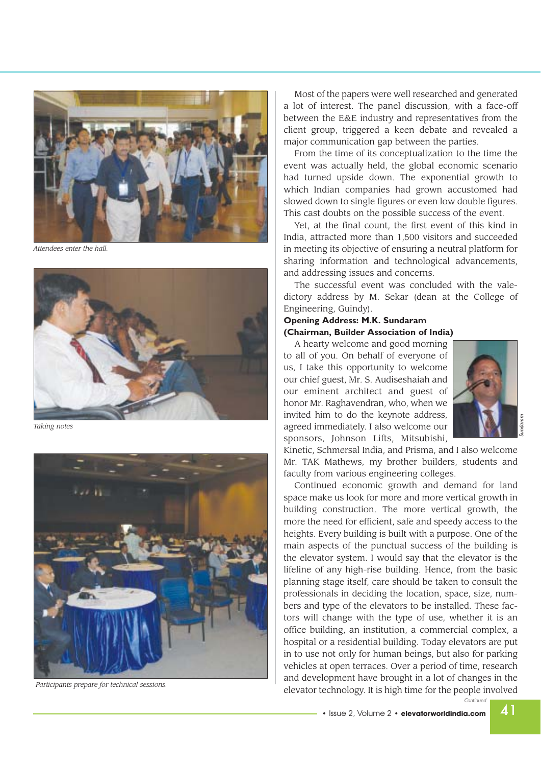Attendees enter the hall.

Taking notes

Participants prepare for technical sessions.

Most of the papers were well researched and generated a lot of interest. The panel discussion, with a face-off between the E&E industry and representatives from the client group, triggered a keen debate and revealed a major communication gap between the parties.

From the time of its conceptualization to the time the event was actually held, the global economic scenario had turned upside down. The exponential growth to which Indian companies had grown accustomed had slowed down to single figures or even low double figures. This cast doubts on the possible success of the event.

Yet, at the final count, the first event of this kind in India, attracted more than 1,500 visitors and succeeded in meeting its objective of ensuring a neutral platform for sharing information and technological advancements, and addressing issues and concerns.

The successful event was concluded with the valedictory address by M. Sekar (dean at the College of Engineering, Guindy).

**Opening Address: M.K. Sundaram (Chairman, Builder Association of India)**

Sundaram

A hearty welcome and good morning to all of you. On behalf of everyone of us, I take this opportunity to welcome our chief guest, Mr. S. Audiseshaiah and our eminent architect and guest of honor Mr. Raghavendran, who, when we invited him to do the keynote address, agreed immediately. I also welcome our sponsors, Johnson Lifts, Mitsubishi, Kinetic, Schmersal India, and Prisma, and I also welcome Mr. TAK Mathews, my brother builders, students and faculty from various engineering colleges.

Continued economic growth and demand for land space make us look for more and more vertical growth in building construction. The more vertical growth, the more the need for efficient, safe and speedy access to the heights. Every building is built with a purpose. One of the main aspects of the punctual success of the building is the elevator system. I would say that the elevator is the lifeline of any high-rise building. Hence, from the basic planning stage itself, care should be taken to consult the professionals in deciding the location, space, size, numbers and type of the elevators to be installed. These factors will change with the type of use, whether it is an office building, an institution, a commercial complex, a hospital or a residential building. Today elevators are put in to use not only for human beings, but also for parking vehicles at open terraces. Over a period of time, research and development have brought in a lot of changes in the elevator technology. It is high time for the people involved

*Continued*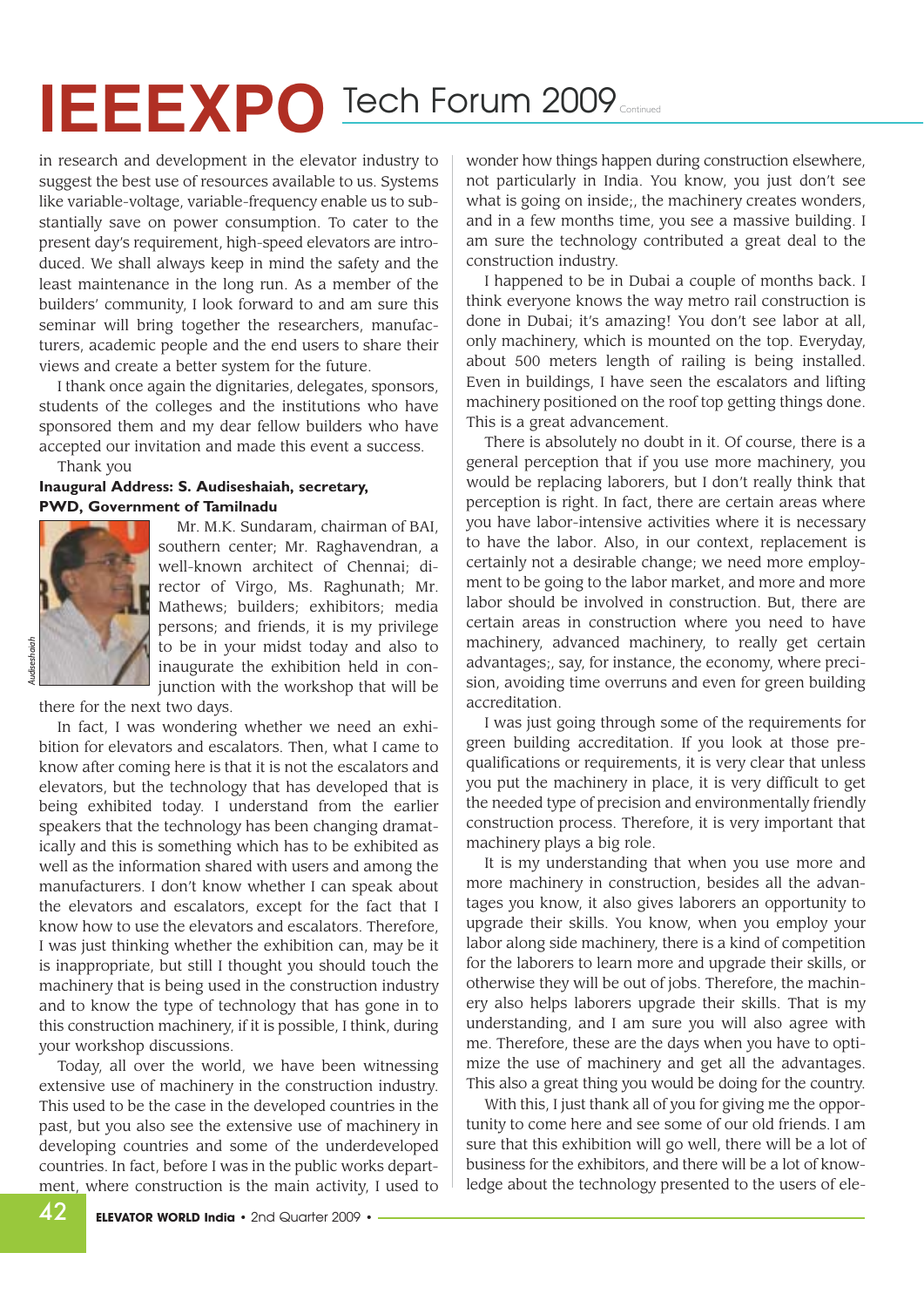in research and development in the elevator industry to suggest the best use of resources available to us. Systems like variable-voltage, variable-frequency enable us to substantially save on power consumption. To cater to the present day's requirement, high-speed elevators are introduced. We shall always keep in mind the safety and the least maintenance in the long run. As a member of the builders' community, I look forward to and am sure this seminar will bring together the researchers, manufacturers, academic people and the end users to share their views and create a better system for the future.

I thank once again the dignitaries, delegates, sponsors, students of the colleges and the institutions who have sponsored them and my dear fellow builders who have accepted our invitation and made this event a success.

Thank you

**Inaugural Address: S. Audiseshaiah, secretary, PWD, Government of Tamilnadu**

Audiseshaiah

Mr. M.K. Sundaram, chairman of BAI, southern center; Mr. Raghavendran, a well-known architect of Chennai; director of Virgo, Ms. Raghunath; Mr. Mathews; builders; exhibitors; media persons; and friends, it is my privilege to be in your midst today and also to inaugurate the exhibition held in conjunction with the workshop that will be there for the next two days.

In fact, I was wondering whether we need an exhibition for elevators and escalators. Then, what I came to know after coming here is that it is not the escalators and elevators, but the technology that has developed that is being exhibited today. I understand from the earlier speakers that the technology has been changing dramatically and this is something which has to be exhibited as well as the information shared with users and among the manufacturers. I don't know whether I can speak about the elevators and escalators, except for the fact that I know how to use the elevators and escalators. Therefore, I was just thinking whether the exhibition can, may be it is inappropriate, but still I thought you should touch the machinery that is being used in the construction industry and to know the type of technology that has gone in to this construction machinery, if it is possible, I think, during your workshop discussions.

Today, all over the world, we have been witnessing extensive use of machinery in the construction industry. This used to be the case in the developed countries in the past, but you also see the extensive use of machinery in developing countries and some of the underdeveloped countries. In fact, before I was in the public works department, where construction is the main activity, I used to wonder how things happen during construction elsewhere, not particularly in India. You know, you just don't see what is going on inside;, the machinery creates wonders, and in a few months time, you see a massive building. I am sure the technology contributed a great deal to the construction industry.

I happened to be in Dubai a couple of months back. I think everyone knows the way metro rail construction is done in Dubai; it's amazing! You don't see labor at all, only machinery, which is mounted on the top. Everyday, about 500 meters length of railing is being installed. Even in buildings, I have seen the escalators and lifting machinery positioned on the roof top getting things done. This is a great advancement.

There is absolutely no doubt in it. Of course, there is a general perception that if you use more machinery, you would be replacing laborers, but I don't really think that perception is right. In fact, there are certain areas where you have labor-intensive activities where it is necessary to have the labor. Also, in our context, replacement is certainly not a desirable change; we need more employment to be going to the labor market, and more and more labor should be involved in construction. But, there are certain areas in construction where you need to have machinery, advanced machinery, to really get certain advantages;, say, for instance, the economy, where precision, avoiding time overruns and even for green building accreditation.

I was just going through some of the requirements for green building accreditation. If you look at those pre-qualifications or requirements, it is very clear that unless you put the machinery in place, it is very difficult to get the needed type of precision and environmentally friendly construction process. Therefore, it is very important that machinery plays a big role.

It is my understanding that when you use more and more machinery in construction, besides all the advantages you know, it also gives laborers an opportunity to upgrade their skills. You know, when you employ your labor along side machinery, there is a kind of competition for the laborers to learn more and upgrade their skills, or otherwise they will be out of jobs. Therefore, the machinery also helps laborers upgrade their skills. That is my understanding, and I am sure you will also agree with me. Therefore, these are the days when you have to optimize the use of machinery and get all the advantages. This also a great thing you would be doing for the country.

With this, I just thank all of you for giving me the opportunity to come here and see some of our old friends. I am sure that this exhibition will go well, there will be a lot of business for the exhibitors, and there will be a lot of knowledge about the technology presented to the users of ele-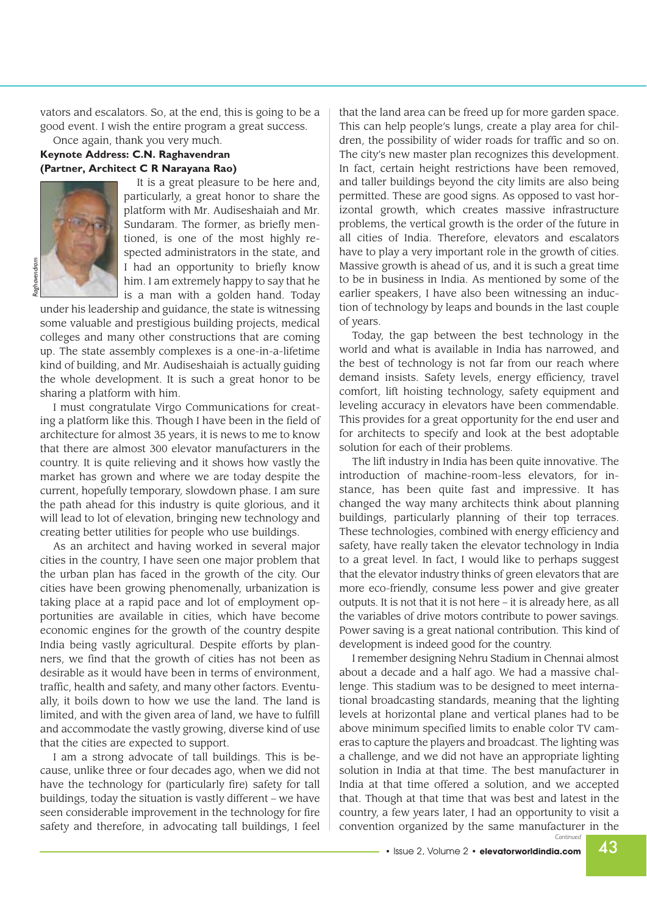vators and escalators. So, at the end, this is going to be a good event. I wish the entire program a great success.

Once again, thank you very much.

**Keynote Address: C.N. Raghavendran (Partner, Architect C R Narayana Rao)**

Raghavendran

It is a great pleasure to be here and, particularly, a great honor to share the platform with Mr. Audiseshaiah and Mr. Sundaram. The former, as briefly mentioned, is one of the most highly respected administrators in the state, and I had an opportunity to briefly know him. I am extremely happy to say that he is a man with a golden hand. Today under his leadership and guidance, the state is witnessing some valuable and prestigious building projects, medical colleges and many other constructions that are coming up. The state assembly complexes is a one-in-a-lifetime kind of building, and Mr. Audiseshaiah is actually guiding the whole development. It is such a great honor to be sharing a platform with him.

I must congratulate Virgo Communications for creating a platform like this. Though I have been in the field of architecture for almost 35 years, it is news to me to know that there are almost 300 elevator manufacturers in the country. It is quite relieving and it shows how vastly the market has grown and where we are today despite the current, hopefully temporary, slowdown phase. I am sure the path ahead for this industry is quite glorious, and it will lead to lot of elevation, bringing new technology and creating better utilities for people who use buildings.

As an architect and having worked in several major cities in the country, I have seen one major problem that the urban plan has faced in the growth of the city. Our cities have been growing phenomenally, urbanization is taking place at a rapid pace and lot of employment opportunities are available in cities, which have become economic engines for the growth of the country despite India being vastly agricultural. Despite efforts by planners, we find that the growth of cities has not been as desirable as it would have been in terms of environment, traffic, health and safety, and many other factors. Eventually, it boils down to how we use the land. The land is limited, and with the given area of land, we have to fulfill and accommodate the vastly growing, diverse kind of use that the cities are expected to support.

I am a strong advocate of tall buildings. This is because, unlike three or four decades ago, when we did not have the technology for (particularly fire) safety for tall buildings, today the situation is vastly different – we have seen considerable improvement in the technology for fire safety and therefore, in advocating tall buildings, I feel that the land area can be freed up for more garden space. This can help people's lungs, create a play area for children, the possibility of wider roads for traffic and so on. The city's new master plan recognizes this development. In fact, certain height restrictions have been removed, and taller buildings beyond the city limits are also being permitted. These are good signs. As opposed to vast horizontal growth, which creates massive infrastructure problems, the vertical growth is the order of the future in all cities of India. Therefore, elevators and escalators have to play a very important role in the growth of cities. Massive growth is ahead of us, and it is such a great time to be in business in India. As mentioned by some of the earlier speakers, I have also been witnessing an induction of technology by leaps and bounds in the last couple of years.

Today, the gap between the best technology in the world and what is available in India has narrowed, and the best of technology is not far from our reach where demand insists. Safety levels, energy efficiency, travel comfort, lift hoisting technology, safety equipment and leveling accuracy in elevators have been commendable. This provides for a great opportunity for the end user and for architects to specify and look at the best adoptable solution for each of their problems.

The lift industry in India has been quite innovative. The introduction of machine-room-less elevators, for instance, has been quite fast and impressive. It has changed the way many architects think about planning buildings, particularly planning of their top terraces. These technologies, combined with energy efficiency and safety, have really taken the elevator technology in India to a great level. In fact, I would like to perhaps suggest that the elevator industry thinks of green elevators that are more eco-friendly, consume less power and give greater outputs. It is not that it is not here – it is already here, as all the variables of drive motors contribute to power savings. Power saving is a great national contribution. This kind of development is indeed good for the country.

I remember designing Nehru Stadium in Chennai almost about a decade and a half ago. We had a massive challenge. This stadium was to be designed to meet international broadcasting standards, meaning that the lighting levels at horizontal plane and vertical planes had to be above minimum specified limits to enable color TV cameras to capture the players and broadcast. The lighting was a challenge, and we did not have an appropriate lighting solution in India at that time. The best manufacturer in India at that time offered a solution, and we accepted that. Though at that time that was best and latest in the country, a few years later, I had an opportunity to visit a convention organized by the same manufacturer in the

*Continued*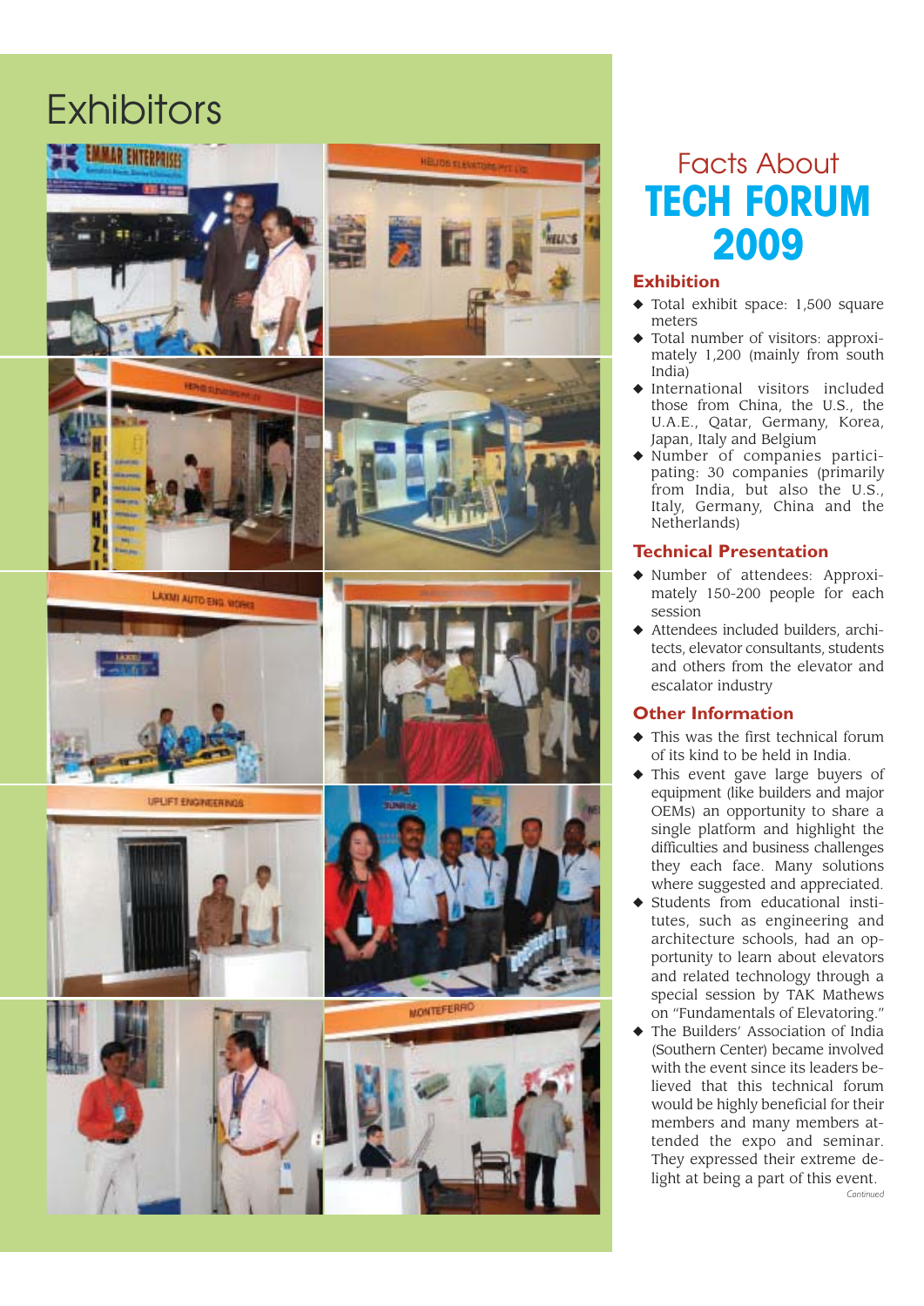# Exhibitors

## Facts About TECH FORUM 2009

### Exhibition

- Total exhibit space: 1,500 square meters
- Total number of visitors: approximately 1,200 (mainly from south India)
- International visitors included those from China, the U.S., the U.A.E., Qatar, Germany, Korea, Japan, Italy and Belgium
- Number of companies participating: 30 companies (primarily from India, but also the U.S., Italy, Germany, China and the Netherlands)

### Technical Presentation

- Number of attendees: Approximately 150-200 people for each session
- Attendees included builders, architects, elevator consultants, students and others from the elevator and escalator industry

### Other Information

- This was the first technical forum of its kind to be held in India.
- This event gave large buyers of equipment (like builders and major OEMs) an opportunity to share a single platform and highlight the difficulties and business challenges they each face. Many solutions where suggested and appreciated.
- Students from educational institutes, such as engineering and architecture schools, had an opportunity to learn about elevators and related technology through a special session by TAK Mathews on "Fundamentals of Elevatoring."
- The Builders' Association of India (Southern Center) became involved with the event since its leaders believed that this technical forum would be highly beneficial for their members and many members attended the expo and seminar. They expressed their extreme delight at being a part of this event.

*Continued*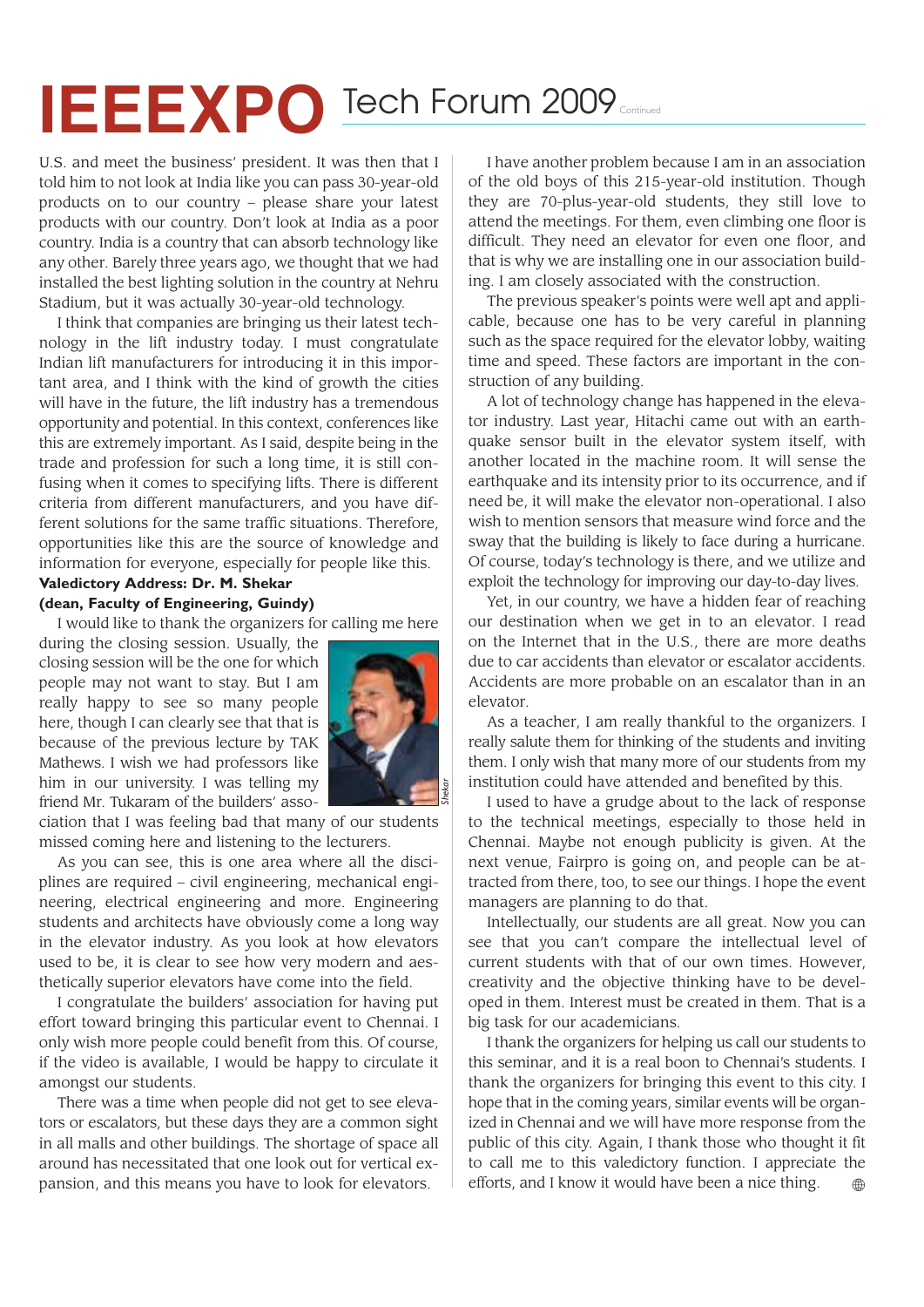# IEEEXPO Tech Forum 2009 Continued

U.S. and meet the business' president. It was then that I told him to not look at India like you can pass 30-year-old products on to our country – please share your latest products with our country. Don't look at India as a poor country. India is a country that can absorb technology like any other. Barely three years ago, we thought that we had installed the best lighting solution in the country at Nehru Stadium, but it was actually 30-year-old technology.

I think that companies are bringing us their latest technology in the lift industry today. I must congratulate Indian lift manufacturers for introducing it in this important area, and I think with the kind of growth the cities will have in the future, the lift industry has a tremendous opportunity and potential. In this context, conferences like this are extremely important. As I said, despite being in the trade and profession for such a long time, it is still confusing when it comes to specifying lifts. There is different criteria from different manufacturers, and you have different solutions for the same traffic situations. Therefore, opportunities like this are the source of knowledge and information for everyone, especially for people like this.

**Valedictory Address: Dr. M. Shekar (dean, Faculty of Engineering, Guindy)**

I would like to thank the organizers for calling me here during the closing session. Usually, the closing session will be the one for which people may not want to stay. But I am really happy to see so many people here, though I can clearly see that that is because of the previous lecture by TAK Mathews. I wish we had professors like him in our university. I was telling my friend Mr. Tukaram of the builders' association that I was feeling bad that many of our students missed coming here and listening to the lecturers.

Shekar

As you can see, this is one area where all the disciplines are required – civil engineering, mechanical engineering, electrical engineering and more. Engineering students and architects have obviously come a long way in the elevator industry. As you look at how elevators used to be, it is clear to see how very modern and aesthetically superior elevators have come into the field.

I congratulate the builders' association for having put effort toward bringing this particular event to Chennai. I only wish more people could benefit from this. Of course, if the video is available, I would be happy to circulate it amongst our students.

There was a time when people did not get to see elevators or escalators, but these days they are a common sight in all malls and other buildings. The shortage of space all around has necessitated that one look out for vertical expansion, and this means you have to look for elevators.

I have another problem because I am in an association of the old boys of this 215-year-old institution. Though they are 70-plus-year-old students, they still love to attend the meetings. For them, even climbing one floor is difficult. They need an elevator for even one floor, and that is why we are installing one in our association building. I am closely associated with the construction.

The previous speaker's points were well apt and applicable, because one has to be very careful in planning such as the space required for the elevator lobby, waiting time and speed. These factors are important in the construction of any building.

A lot of technology change has happened in the elevator industry. Last year, Hitachi came out with an earthquake sensor built in the elevator system itself, with another located in the machine room. It will sense the earthquake and its intensity prior to its occurrence, and if need be, it will make the elevator non-operational. I also wish to mention sensors that measure wind force and the sway that the building is likely to face during a hurricane. Of course, today's technology is there, and we utilize and exploit the technology for improving our day-to-day lives.

Yet, in our country, we have a hidden fear of reaching our destination when we get in to an elevator. I read on the Internet that in the U.S., there are more deaths due to car accidents than elevator or escalator accidents. Accidents are more probable on an escalator than in an elevator.

As a teacher, I am really thankful to the organizers. I really salute them for thinking of the students and inviting them. I only wish that many more of our students from my institution could have attended and benefited by this.

I used to have a grudge about to the lack of response to the technical meetings, especially to those held in Chennai. Maybe not enough publicity is given. At the next venue, Fairpro is going on, and people can be attracted from there, too, to see our things. I hope the event managers are planning to do that.

Intellectually, our students are all great. Now you can see that you can't compare the intellectual level of current students with that of our own times. However, creativity and the objective thinking have to be developed in them. Interest must be created in them. That is a big task for our academicians.

I thank the organizers for helping us call our students to this seminar, and it is a real boon to Chennai's students. I thank the organizers for bringing this event to this city. I hope that in the coming years, similar events will be organized in Chennai and we will have more response from the public of this city. Again, I thank those who thought it fit to call me to this valedictory function. I appreciate the efforts, and I know it would have been a nice thing.